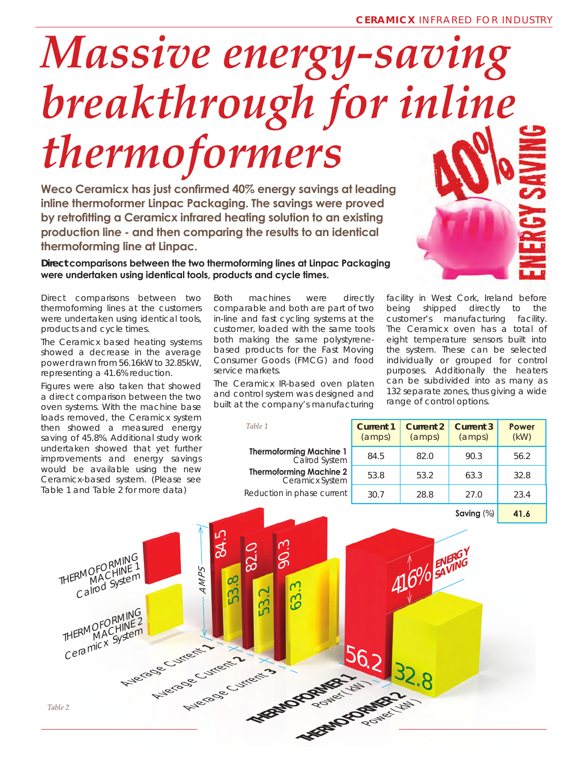# Massive energy-saving breakthrough for inline thermoformers

**Weco Ceramicx has just confirmed 40% energy savings at leading inline thermoformer Linpac Packaging. The savings were proved by retrofitting a Ceramicx infrared heating solution to an existing production line - and then comparing the results to an identical thermoforming line at Linpac.**

**Direct comparisons between the two thermoforming lines at Linpac Packaging were undertaken using identical tools, products and cycle times.**

Direct comparisons between two thermoforming lines at the customers were undertaken using identical tools, products and cycle times.

The Ceramicx based heating systems showed a decrease in the average power drawn from 56.16kW to 32.85kW, representing a 41.6% reduction.

Figures were also taken that showed a direct comparison between the two oven systems. With the machine base loads removed, the Ceramicx system then showed a measured energy saving of 45.8%. Additional study work undertaken showed that yet further improvements and energy savings would be available using the new Ceramicx-based system. (Please see Table 1 and Table 2 for more data)

Both machines were directly comparable and both are part of two in-line and fast cycling systems at the customer, loaded with the same tools both making the same polystyrene-based products for the Fast Moving Consumer Goods (FMCG) and food service markets.

The Ceramicx IR-based oven platen and control system was designed and built at the company's manufacturing facility in West Cork, Ireland before being shipped directly to the customer's manufacturing facility. The Ceramicx oven has a total of eight temperature sensors built into the system. These can be selected individually or grouped for control purposes. Additionally the heaters can be subdivided into as many as 132 separate zones, thus giving a wide range of control options.

*Table 1*

| | Current 1 (amps) | Current 2 (amps) | Current 3 (amps) | Power (kW) |
|---|---|---|---|---|
| **Thermoforming Machine 1** Calrod System | 84.5 | 82.0 | 90.3 | 56.2 |
| **Thermoforming Machine 2** Ceramicx System | 53.8 | 53.2 | 63.3 | 32.8 |
| Reduction in phase current | 30.7 | 28.8 | 27.0 | 23.4 |
| | | | **Saving** (%) | **41.6** |

*Table 2*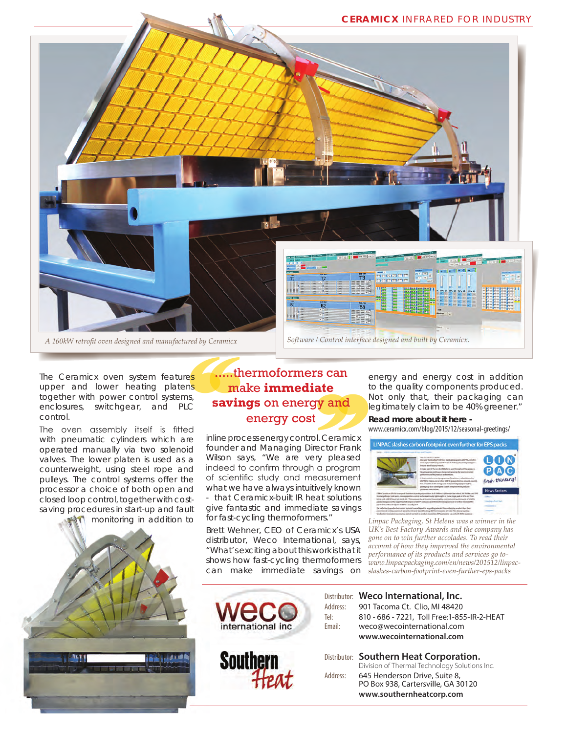A 160kW retrofit oven designed and manufactured by Ceramicx

Software / Control interface designed and built by Ceramicx.

The Ceramicx oven system features upper and lower heating platens together with power control systems, enclosures, switchgear, and PLC control.

The oven assembly itself is fitted with pneumatic cylinders which are operated manually via two solenoid valves. The lower platen is used as a counterweight, using steel rope and pulleys. The control systems offer the processor a choice of both open and closed loop control, together with cost-saving procedures in start-up and fault monitoring in addition to inline process energy control. Ceramicx founder and Managing Director Frank Wilson says, "We are very pleased indeed to confirm through a program of scientific study and measurement what we have always intuitively known - that Ceramicx-built IR heat solutions give fantastic and immediate savings for fast-cycling thermoformers."

> .....thermoformers can make **immediate savings** on energy and energy cost

Brett Wehner, CEO of Ceramicx's USA distributor, Weco International, says, "What's exciting about this work is that it shows how fast-cycling thermoformers can make immediate savings on energy and energy cost in addition to the quality components produced. Not only that, their packaging can legitimately claim to be 40% greener."

**Read more about it here -**
www.ceramicx.com/blog/2015/12/seasonal-greetings/

*Linpac Packaging, St Helens was a winner in the UK's Best Factory Awards and the company has gone on to win further accolades. To read their account of how they improved the environmental performance of its products and services go to- www.linpacpackaging.com/en/news/201512/linpac-slashes-carbon-footprint-even-further-eps-packs*

Distributor: **Weco International, Inc.**
Address: 901 Tacoma Ct. Clio, MI 48420
Tel: 810 - 686 - 7221, Toll Free:1-855-IR-2-HEAT
Email: weco@wecointernational.com
**www.wecointernational.com**

Distributor: **Southern Heat Corporation.**
Division of Thermal Technology Solutions Inc.
Address: 645 Henderson Drive, Suite 8, PO Box 938, Cartersville, GA 30120
**www.southernheatcorp.com**